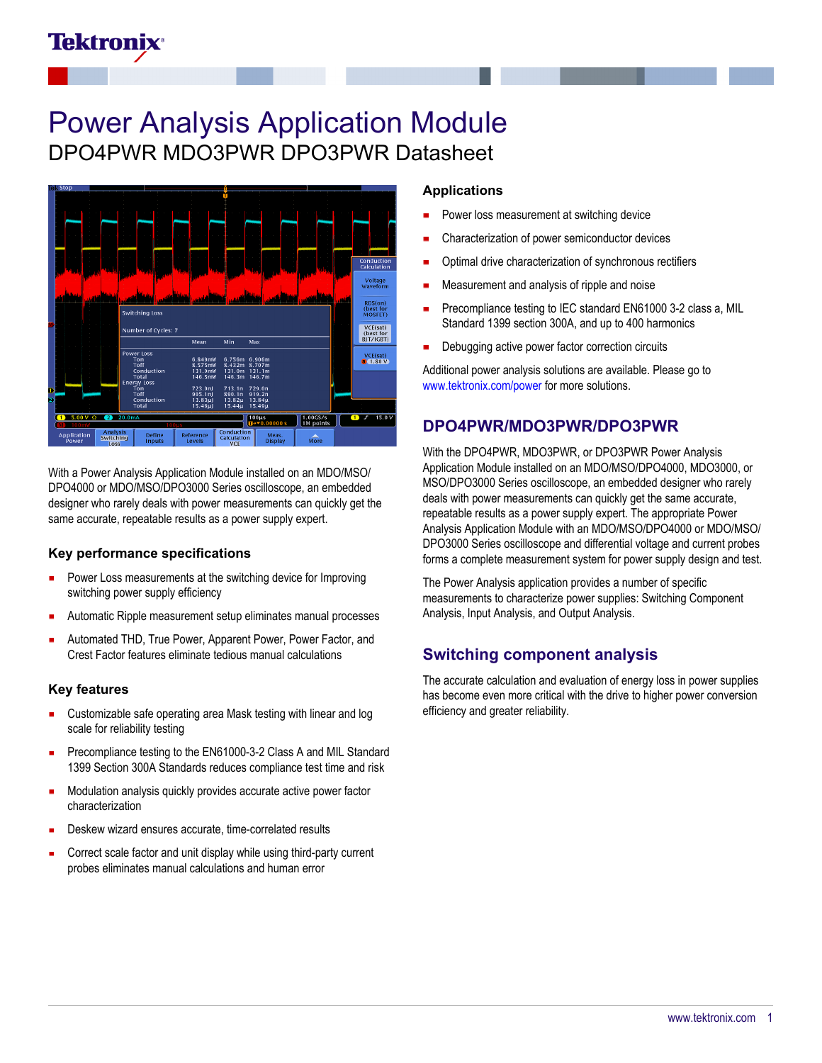# Power Analysis Application Module

## DPO4PWR MDO3PWR DPO3PWR Datasheet

With a Power Analysis Application Module installed on an MDO/MSO/DPO4000 or MDO/MSO/DPO3000 Series oscilloscope, an embedded designer who rarely deals with power measurements can quickly get the same accurate, repeatable results as a power supply expert.

### Key performance specifications

- Power Loss measurements at the switching device for Improving switching power supply efficiency
- Automatic Ripple measurement setup eliminates manual processes
- Automated THD, True Power, Apparent Power, Power Factor, and Crest Factor features eliminate tedious manual calculations

### Key features

- Customizable safe operating area Mask testing with linear and log scale for reliability testing
- Precompliance testing to the EN61000-3-2 Class A and MIL Standard 1399 Section 300A Standards reduces compliance test time and risk
- Modulation analysis quickly provides accurate active power factor characterization
- Deskew wizard ensures accurate, time-correlated results
- Correct scale factor and unit display while using third-party current probes eliminates manual calculations and human error

### Applications

- Power loss measurement at switching device
- Characterization of power semiconductor devices
- Optimal drive characterization of synchronous rectifiers
- Measurement and analysis of ripple and noise
- Precompliance testing to IEC standard EN61000 3-2 class a, MIL Standard 1399 section 300A, and up to 400 harmonics
- Debugging active power factor correction circuits

Additional power analysis solutions are available. Please go to www.tektronix.com/power for more solutions.

## DPO4PWR/MDO3PWR/DPO3PWR

With the DPO4PWR, MDO3PWR, or DPO3PWR Power Analysis Application Module installed on an MDO/MSO/DPO4000, MDO3000, or MSO/DPO3000 Series oscilloscope, an embedded designer who rarely deals with power measurements can quickly get the same accurate, repeatable results as a power supply expert. The appropriate Power Analysis Application Module with an MDO/MSO/DPO4000 or MDO/MSO/DPO3000 Series oscilloscope and differential voltage and current probes forms a complete measurement system for power supply design and test.

The Power Analysis application provides a number of specific measurements to characterize power supplies: Switching Component Analysis, Input Analysis, and Output Analysis.

## Switching component analysis

The accurate calculation and evaluation of energy loss in power supplies has become even more critical with the drive to higher power conversion efficiency and greater reliability.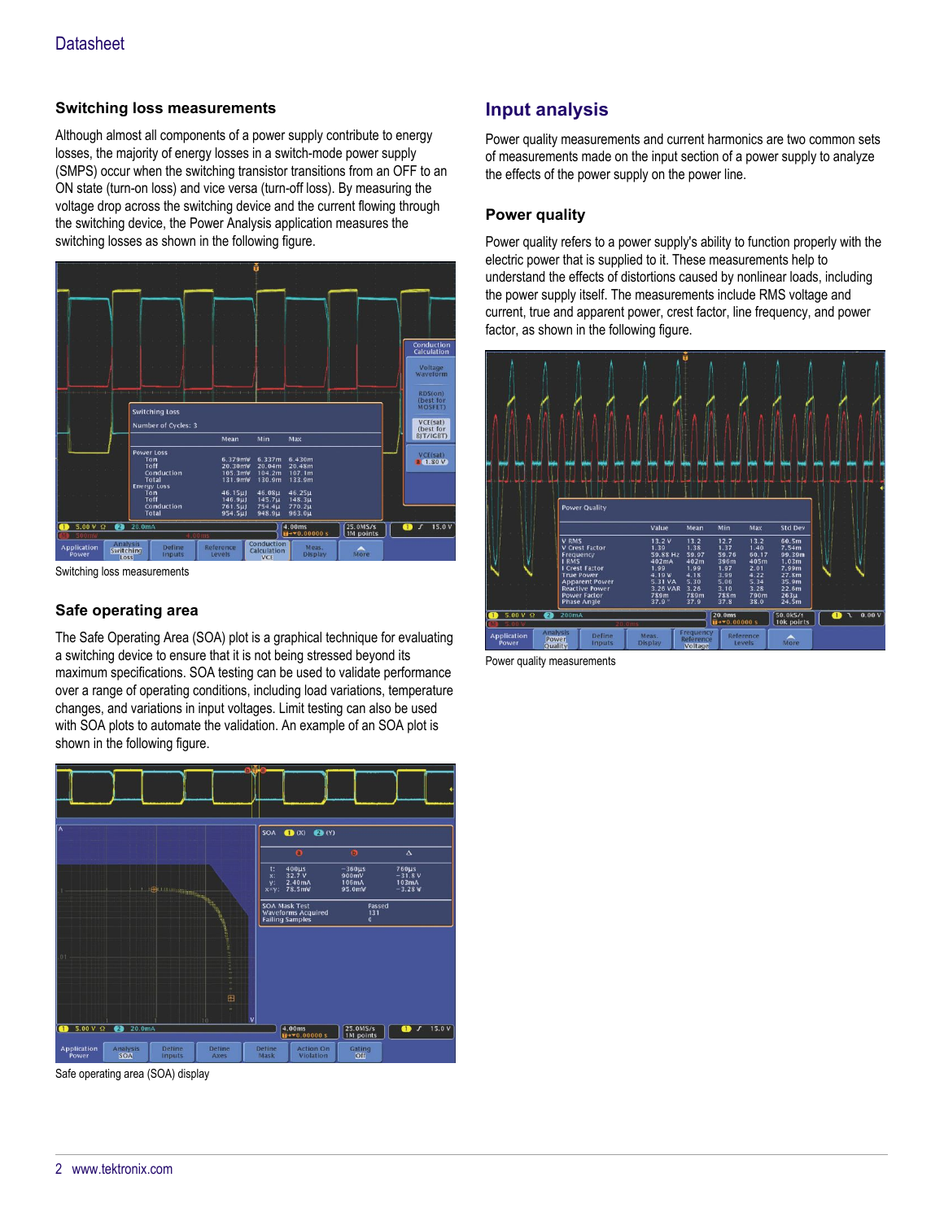## Switching loss measurements

Although almost all components of a power supply contribute to energy losses, the majority of energy losses in a switch-mode power supply (SMPS) occur when the switching transistor transitions from an OFF to an ON state (turn-on loss) and vice versa (turn-off loss). By measuring the voltage drop across the switching device and the current flowing through the switching device, the Power Analysis application measures the switching losses as shown in the following figure.

Switching loss measurements

## Safe operating area

The Safe Operating Area (SOA) plot is a graphical technique for evaluating a switching device to ensure that it is not being stressed beyond its maximum specifications. SOA testing can be used to validate performance over a range of operating conditions, including load variations, temperature changes, and variations in input voltages. Limit testing can also be used with SOA plots to automate the validation. An example of an SOA plot is shown in the following figure.

Safe operating area (SOA) display

# Input analysis

Power quality measurements and current harmonics are two common sets of measurements made on the input section of a power supply to analyze the effects of the power supply on the power line.

## Power quality

Power quality refers to a power supply's ability to function properly with the electric power that is supplied to it. These measurements help to understand the effects of distortions caused by nonlinear loads, including the power supply itself. The measurements include RMS voltage and current, true and apparent power, crest factor, line frequency, and power factor, as shown in the following figure.

Power quality measurements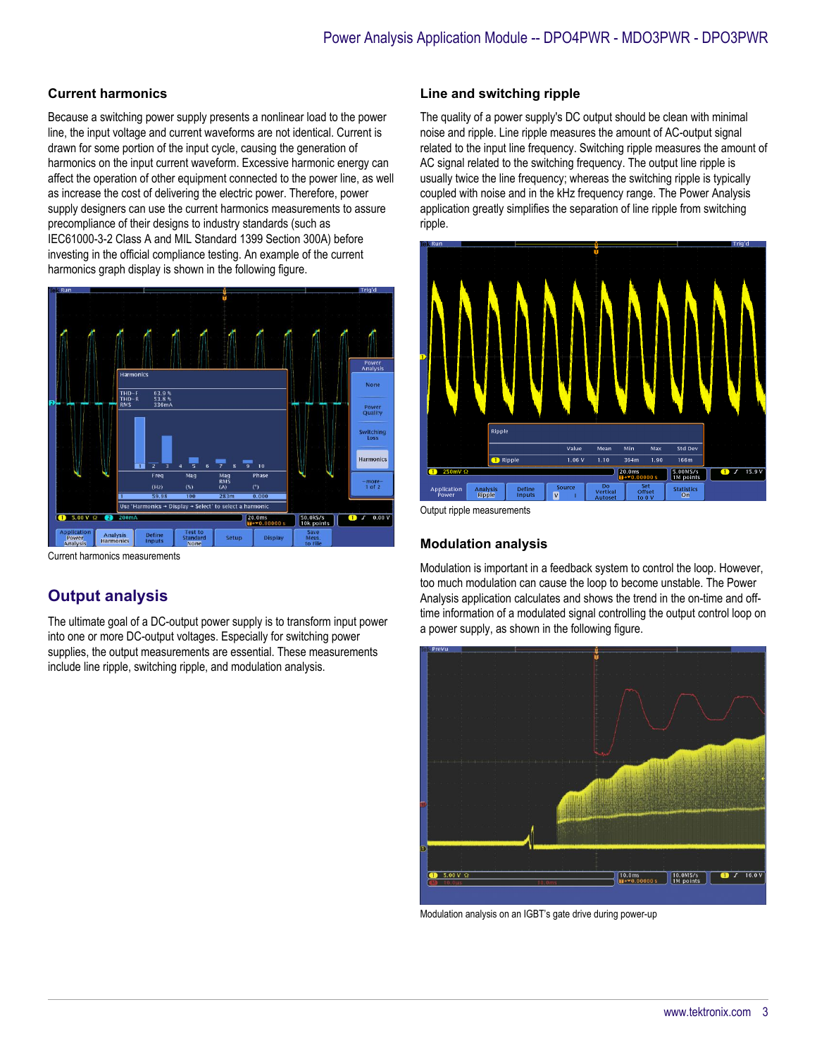## Current harmonics

Because a switching power supply presents a nonlinear load to the power line, the input voltage and current waveforms are not identical. Current is drawn for some portion of the input cycle, causing the generation of harmonics on the input current waveform. Excessive harmonic energy can affect the operation of other equipment connected to the power line, as well as increase the cost of delivering the electric power. Therefore, power supply designers can use the current harmonics measurements to assure precompliance of their designs to industry standards (such as IEC61000-3-2 Class A and MIL Standard 1399 Section 300A) before investing in the official compliance testing. An example of the current harmonics graph display is shown in the following figure.

Current harmonics measurements

# Output analysis

The ultimate goal of a DC-output power supply is to transform input power into one or more DC-output voltages. Especially for switching power supplies, the output measurements are essential. These measurements include line ripple, switching ripple, and modulation analysis.

## Line and switching ripple

The quality of a power supply's DC output should be clean with minimal noise and ripple. Line ripple measures the amount of AC-output signal related to the input line frequency. Switching ripple measures the amount of AC signal related to the switching frequency. The output line ripple is usually twice the line frequency; whereas the switching ripple is typically coupled with noise and in the kHz frequency range. The Power Analysis application greatly simplifies the separation of line ripple from switching ripple.

Output ripple measurements

## Modulation analysis

Modulation is important in a feedback system to control the loop. However, too much modulation can cause the loop to become unstable. The Power Analysis application calculates and shows the trend in the on-time and off-time information of a modulated signal controlling the output control loop on a power supply, as shown in the following figure.

Modulation analysis on an IGBT's gate drive during power-up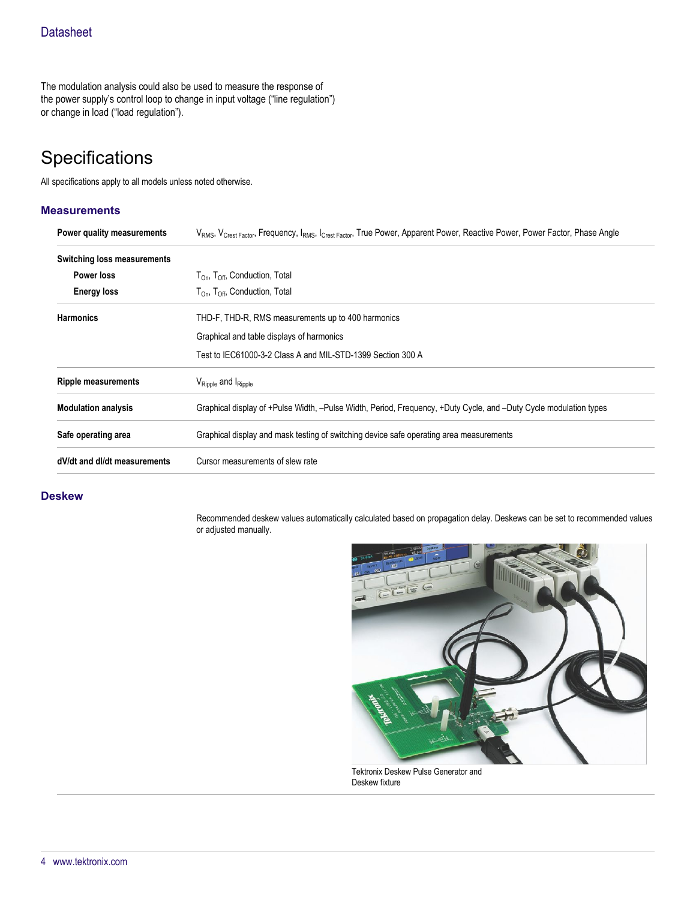The modulation analysis could also be used to measure the response of the power supply's control loop to change in input voltage ("line regulation") or change in load ("load regulation").

# Specifications

All specifications apply to all models unless noted otherwise.

## Measurements

| | |
|---|---|
| **Power quality measurements** | $V_{RMS}$, $V_{Crest\ Factor}$, Frequency, $I_{RMS}$, $I_{Crest\ Factor}$, True Power, Apparent Power, Reactive Power, Power Factor, Phase Angle |
| **Switching loss measurements** | |
| **Power loss** | $T_{On}$, $T_{Off}$, Conduction, Total |
| **Energy loss** | $T_{On}$, $T_{Off}$, Conduction, Total |
| **Harmonics** | THD-F, THD-R, RMS measurements up to 400 harmonics<br>Graphical and table displays of harmonics<br>Test to IEC61000-3-2 Class A and MIL-STD-1399 Section 300 A |
| **Ripple measurements** | $V_{Ripple}$ and $I_{Ripple}$ |
| **Modulation analysis** | Graphical display of +Pulse Width, –Pulse Width, Period, Frequency, +Duty Cycle, and –Duty Cycle modulation types |
| **Safe operating area** | Graphical display and mask testing of switching device safe operating area measurements |
| **dV/dt and dI/dt measurements** | Cursor measurements of slew rate |

## Deskew

Recommended deskew values automatically calculated based on propagation delay. Deskews can be set to recommended values or adjusted manually.

Tektronix Deskew Pulse Generator and Deskew fixture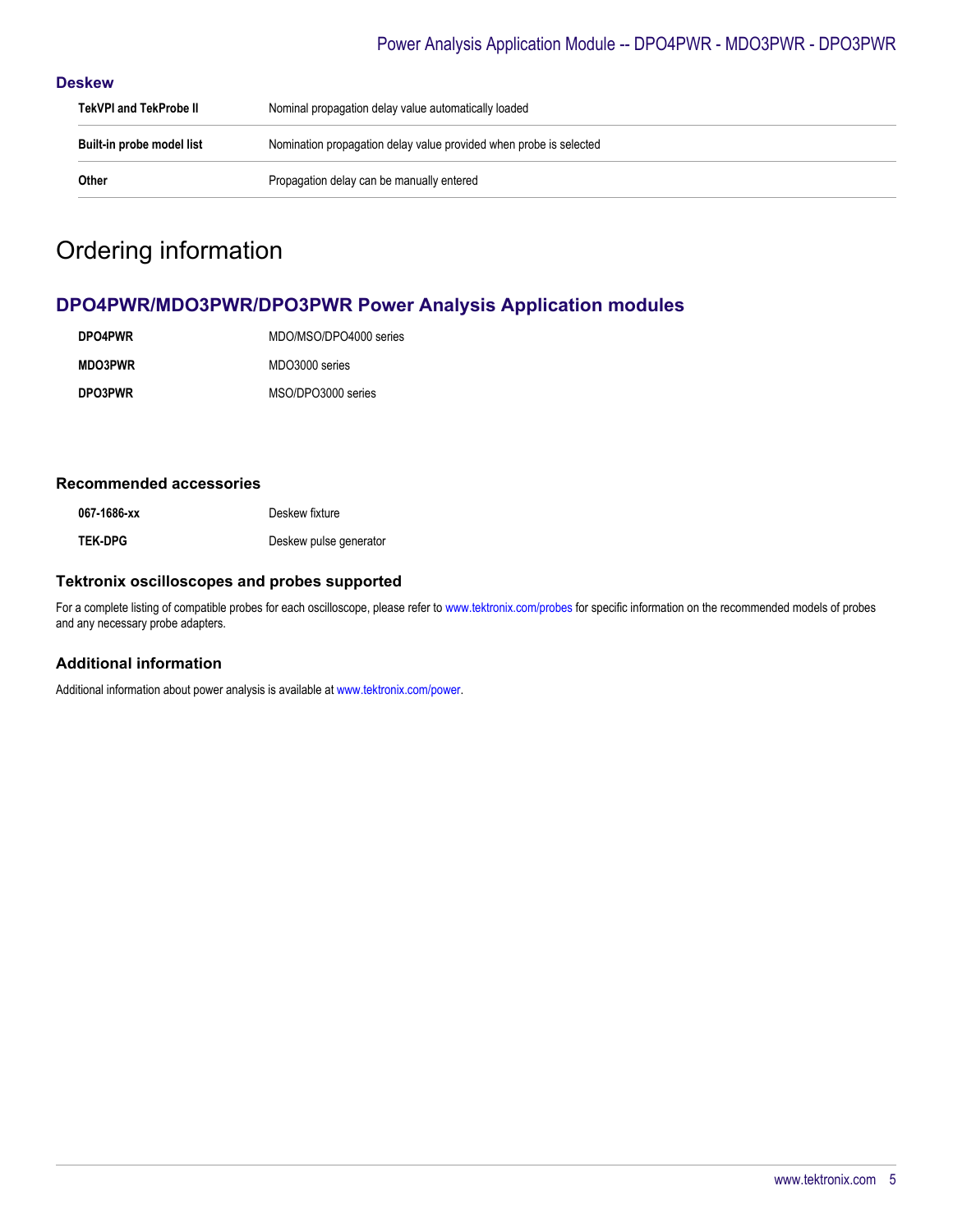### Deskew

| | |
|---|---|
| **TekVPI and TekProbe II** | Nominal propagation delay value automatically loaded |
| **Built-in probe model list** | Nomination propagation delay value provided when probe is selected |
| **Other** | Propagation delay can be manually entered |

# Ordering information

## DPO4PWR/MDO3PWR/DPO3PWR Power Analysis Application modules

| | |
|---|---|
| **DPO4PWR** | MDO/MSO/DPO4000 series |
| **MDO3PWR** | MDO3000 series |
| **DPO3PWR** | MSO/DPO3000 series |

### Recommended accessories

| | |
|---|---|
| **067-1686-xx** | Deskew fixture |
| **TEK-DPG** | Deskew pulse generator |

### Tektronix oscilloscopes and probes supported

For a complete listing of compatible probes for each oscilloscope, please refer to www.tektronix.com/probes for specific information on the recommended models of probes and any necessary probe adapters.

### Additional information

Additional information about power analysis is available at www.tektronix.com/power.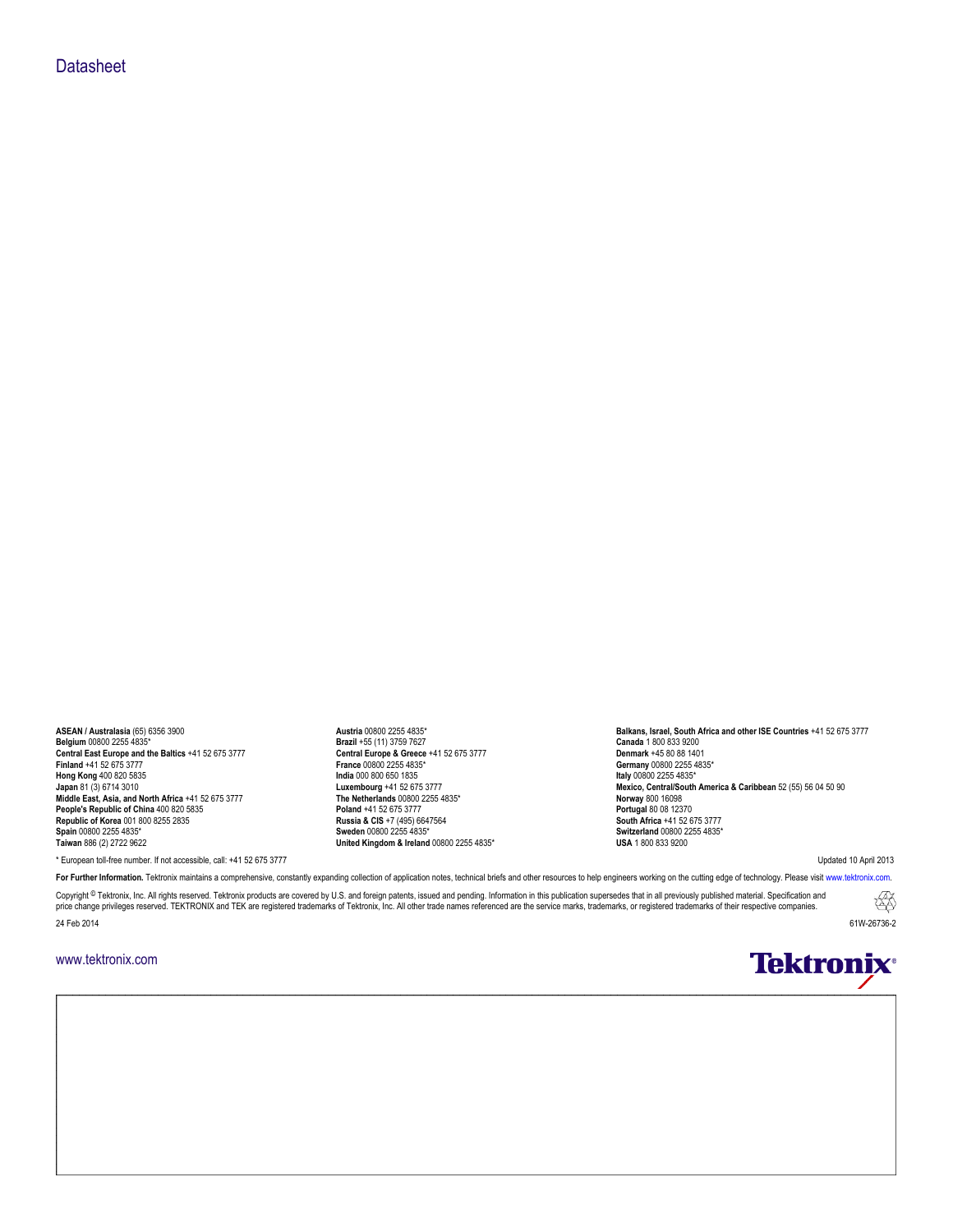**ASEAN / Australasia** (65) 6356 3900
**Belgium** 00800 2255 4835*
**Central East Europe and the Baltics** +41 52 675 3777
**Finland** +41 52 675 3777
**Hong Kong** 400 820 5835
**Japan** 81 (3) 6714 3010
**Middle East, Asia, and North Africa** +41 52 675 3777
**People's Republic of China** 400 820 5835
**Republic of Korea** 001 800 8255 2835
**Spain** 00800 2255 4835*
**Taiwan** 886 (2) 2722 9622

**Austria** 00800 2255 4835*
**Brazil** +55 (11) 3759 7627
**Central Europe & Greece** +41 52 675 3777
**France** 00800 2255 4835*
**India** 000 800 650 1835
**Luxembourg** +41 52 675 3777
**The Netherlands** 00800 2255 4835*
**Poland** +41 52 675 3777
**Russia & CIS** +7 (495) 6647564
**Sweden** 00800 2255 4835*
**United Kingdom & Ireland** 00800 2255 4835*

**Balkans, Israel, South Africa and other ISE Countries** +41 52 675 3777
**Canada** 1 800 833 9200
**Denmark** +45 80 88 1401
**Germany** 00800 2255 4835*
**Italy** 00800 2255 4835*
**Mexico, Central/South America & Caribbean** 52 (55) 56 04 50 90
**Norway** 800 16098
**Portugal** 80 08 12370
**South Africa** +41 52 675 3777
**Switzerland** 00800 2255 4835*
**USA** 1 800 833 9200

* European toll-free number. If not accessible, call: +41 52 675 3777

Updated 10 April 2013

**For Further Information.** Tektronix maintains a comprehensive, constantly expanding collection of application notes, technical briefs and other resources to help engineers working on the cutting edge of technology. Please visit www.tektronix.com.

Copyright © Tektronix, Inc. All rights reserved. Tektronix products are covered by U.S. and foreign patents, issued and pending. Information in this publication supersedes that in all previously published material. Specification and price change privileges reserved. TEKTRONIX and TEK are registered trademarks of Tektronix, Inc. All other trade names referenced are the service marks, trademarks, or registered trademarks of their respective companies.

24 Feb 2014

61W-26736-2

www.tektronix.com